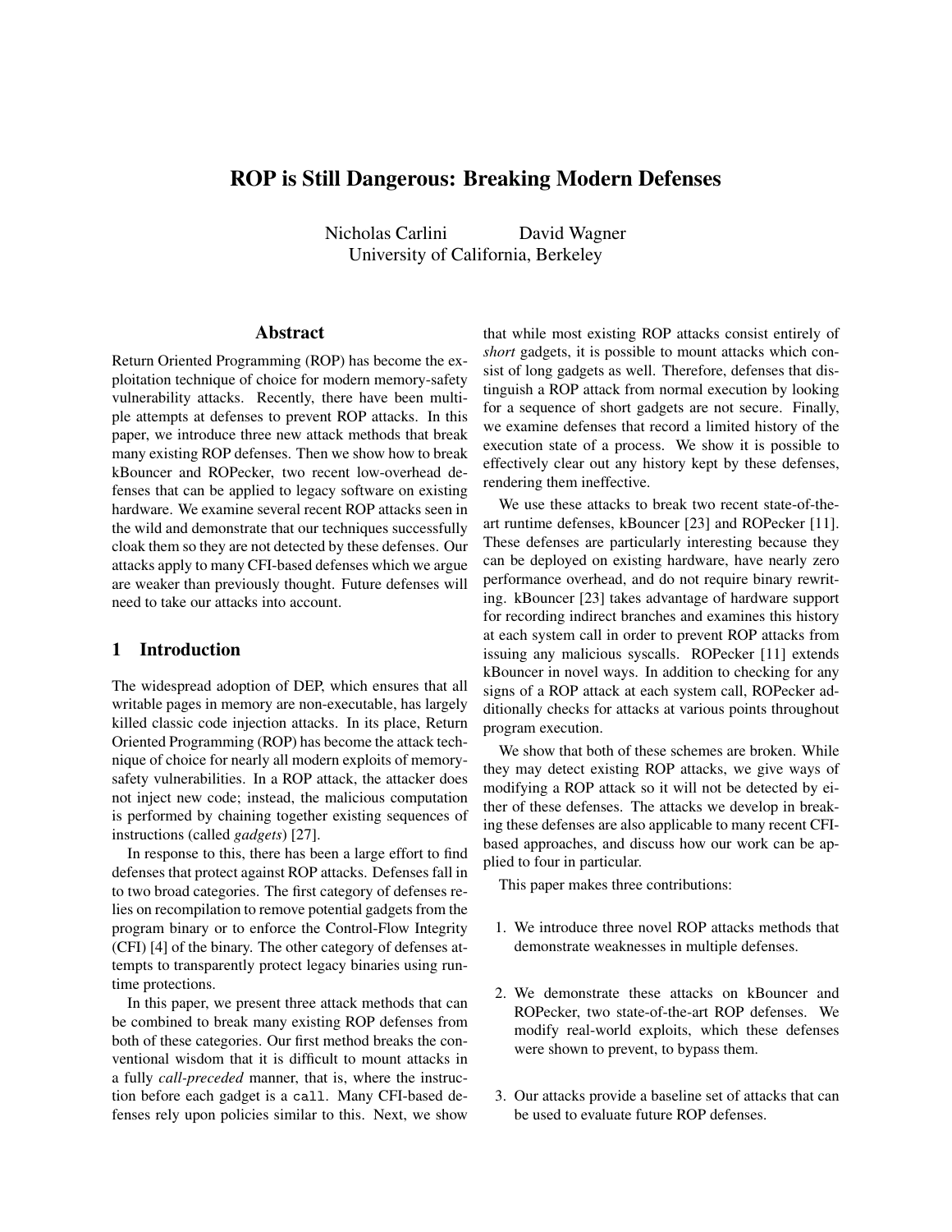# ROP is Still Dangerous: Breaking Modern Defenses

Nicholas Carlini David Wagner
University of California, Berkeley

## Abstract

Return Oriented Programming (ROP) has become the exploitation technique of choice for modern memory-safety vulnerability attacks. Recently, there have been multiple attempts at defenses to prevent ROP attacks. In this paper, we introduce three new attack methods that break many existing ROP defenses. Then we show how to break kBouncer and ROPecker, two recent low-overhead defenses that can be applied to legacy software on existing hardware. We examine several recent ROP attacks seen in the wild and demonstrate that our techniques successfully cloak them so they are not detected by these defenses. Our attacks apply to many CFI-based defenses which we argue are weaker than previously thought. Future defenses will need to take our attacks into account.

## 1 Introduction

The widespread adoption of DEP, which ensures that all writable pages in memory are non-executable, has largely killed classic code injection attacks. In its place, Return Oriented Programming (ROP) has become the attack technique of choice for nearly all modern exploits of memory-safety vulnerabilities. In a ROP attack, the attacker does not inject new code; instead, the malicious computation is performed by chaining together existing sequences of instructions (called *gadgets*) [27].

In response to this, there has been a large effort to find defenses that protect against ROP attacks. Defenses fall in to two broad categories. The first category of defenses relies on recompilation to remove potential gadgets from the program binary or to enforce the Control-Flow Integrity (CFI) [4] of the binary. The other category of defenses attempts to transparently protect legacy binaries using runtime protections.

In this paper, we present three attack methods that can be combined to break many existing ROP defenses from both of these categories. Our first method breaks the conventional wisdom that it is difficult to mount attacks in a fully *call-preceded* manner, that is, where the instruction before each gadget is a `call`. Many CFI-based defenses rely upon policies similar to this. Next, we show that while most existing ROP attacks consist entirely of *short* gadgets, it is possible to mount attacks which consist of long gadgets as well. Therefore, defenses that distinguish a ROP attack from normal execution by looking for a sequence of short gadgets are not secure. Finally, we examine defenses that record a limited history of the execution state of a process. We show it is possible to effectively clear out any history kept by these defenses, rendering them ineffective.

We use these attacks to break two recent state-of-the-art runtime defenses, kBouncer [23] and ROPecker [11]. These defenses are particularly interesting because they can be deployed on existing hardware, have nearly zero performance overhead, and do not require binary rewriting. kBouncer [23] takes advantage of hardware support for recording indirect branches and examines this history at each system call in order to prevent ROP attacks from issuing any malicious syscalls. ROPecker [11] extends kBouncer in novel ways. In addition to checking for any signs of a ROP attack at each system call, ROPecker additionally checks for attacks at various points throughout program execution.

We show that both of these schemes are broken. While they may detect existing ROP attacks, we give ways of modifying a ROP attack so it will not be detected by either of these defenses. The attacks we develop in breaking these defenses are also applicable to many recent CFI-based approaches, and discuss how our work can be applied to four in particular.

This paper makes three contributions:

1. We introduce three novel ROP attacks methods that demonstrate weaknesses in multiple defenses.

2. We demonstrate these attacks on kBouncer and ROPecker, two state-of-the-art ROP defenses. We modify real-world exploits, which these defenses were shown to prevent, to bypass them.

3. Our attacks provide a baseline set of attacks that can be used to evaluate future ROP defenses.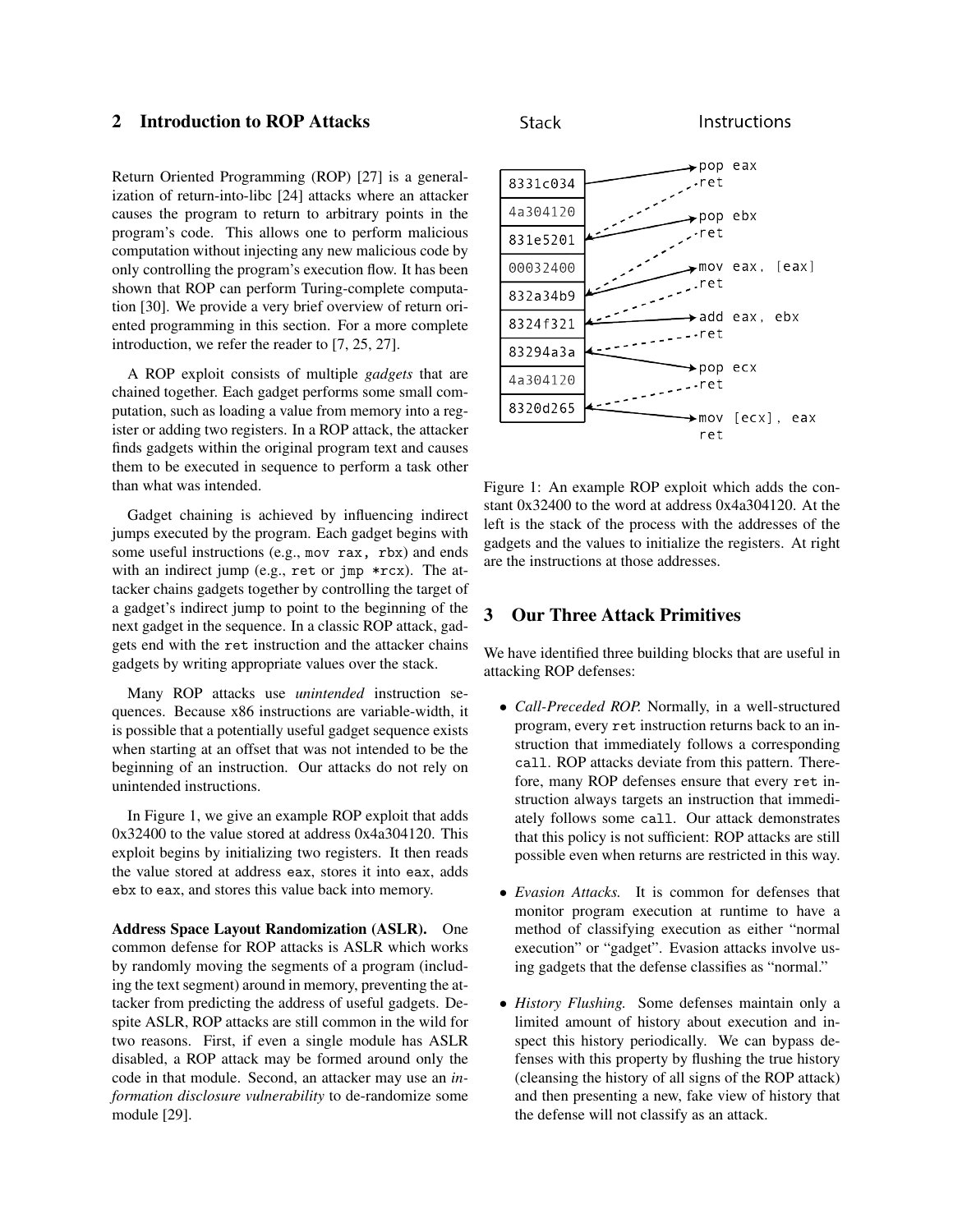## 2 Introduction to ROP Attacks

Return Oriented Programming (ROP) [27] is a generalization of return-into-libc [24] attacks where an attacker causes the program to return to arbitrary points in the program's code. This allows one to perform malicious computation without injecting any new malicious code by only controlling the program's execution flow. It has been shown that ROP can perform Turing-complete computation [30]. We provide a very brief overview of return oriented programming in this section. For a more complete introduction, we refer the reader to [7, 25, 27].

A ROP exploit consists of multiple *gadgets* that are chained together. Each gadget performs some small computation, such as loading a value from memory into a register or adding two registers. In a ROP attack, the attacker finds gadgets within the original program text and causes them to be executed in sequence to perform a task other than what was intended.

Gadget chaining is achieved by influencing indirect jumps executed by the program. Each gadget begins with some useful instructions (e.g., `mov rax, rbx`) and ends with an indirect jump (e.g., `ret` or `jmp *rcx`). The attacker chains gadgets together by controlling the target of a gadget's indirect jump to point to the beginning of the next gadget in the sequence. In a classic ROP attack, gadgets end with the `ret` instruction and the attacker chains gadgets by writing appropriate values over the stack.

Many ROP attacks use *unintended* instruction sequences. Because x86 instructions are variable-width, it is possible that a potentially useful gadget sequence exists when starting at an offset that was not intended to be the beginning of an instruction. Our attacks do not rely on unintended instructions.

In Figure 1, we give an example ROP exploit that adds 0x32400 to the value stored at address 0x4a304120. This exploit begins by initializing two registers. It then reads the value stored at address `eax`, stores it into `eax`, adds `ebx` to `eax`, and stores this value back into memory.

**Address Space Layout Randomization (ASLR).** One common defense for ROP attacks is ASLR which works by randomly moving the segments of a program (including the text segment) around in memory, preventing the attacker from predicting the address of useful gadgets. Despite ASLR, ROP attacks are still common in the wild for two reasons. First, if even a single module has ASLR disabled, a ROP attack may be formed around only the code in that module. Second, an attacker may use an *information disclosure vulnerability* to de-randomize some module [29].

| Stack |
|---|
| 8331c034 |
| 4a304120 |
| 831e5201 |
| 00032400 |
| 832a34b9 |
| 8324f321 |
| 83294a3a |
| 4a304120 |
| 8320d265 |

Instructions:

```
pop eax
ret
pop ebx
ret
mov eax, [eax]
ret
add eax, ebx
ret
pop ecx
ret
mov [ecx], eax
ret
```

Figure 1: An example ROP exploit which adds the constant 0x32400 to the word at address 0x4a304120. At the left is the stack of the process with the addresses of the gadgets and the values to initialize the registers. At right are the instructions at those addresses.

## 3 Our Three Attack Primitives

We have identified three building blocks that are useful in attacking ROP defenses:

- *Call-Preceded ROP.* Normally, in a well-structured program, every `ret` instruction returns back to an instruction that immediately follows a corresponding `call`. ROP attacks deviate from this pattern. Therefore, many ROP defenses ensure that every `ret` instruction always targets an instruction that immediately follows some `call`. Our attack demonstrates that this policy is not sufficient: ROP attacks are still possible even when returns are restricted in this way.
- *Evasion Attacks.* It is common for defenses that monitor program execution at runtime to have a method of classifying execution as either "normal execution" or "gadget". Evasion attacks involve using gadgets that the defense classifies as "normal."
- *History Flushing.* Some defenses maintain only a limited amount of history about execution and inspect this history periodically. We can bypass defenses with this property by flushing the true history (cleansing the history of all signs of the ROP attack) and then presenting a new, fake view of history that the defense will not classify as an attack.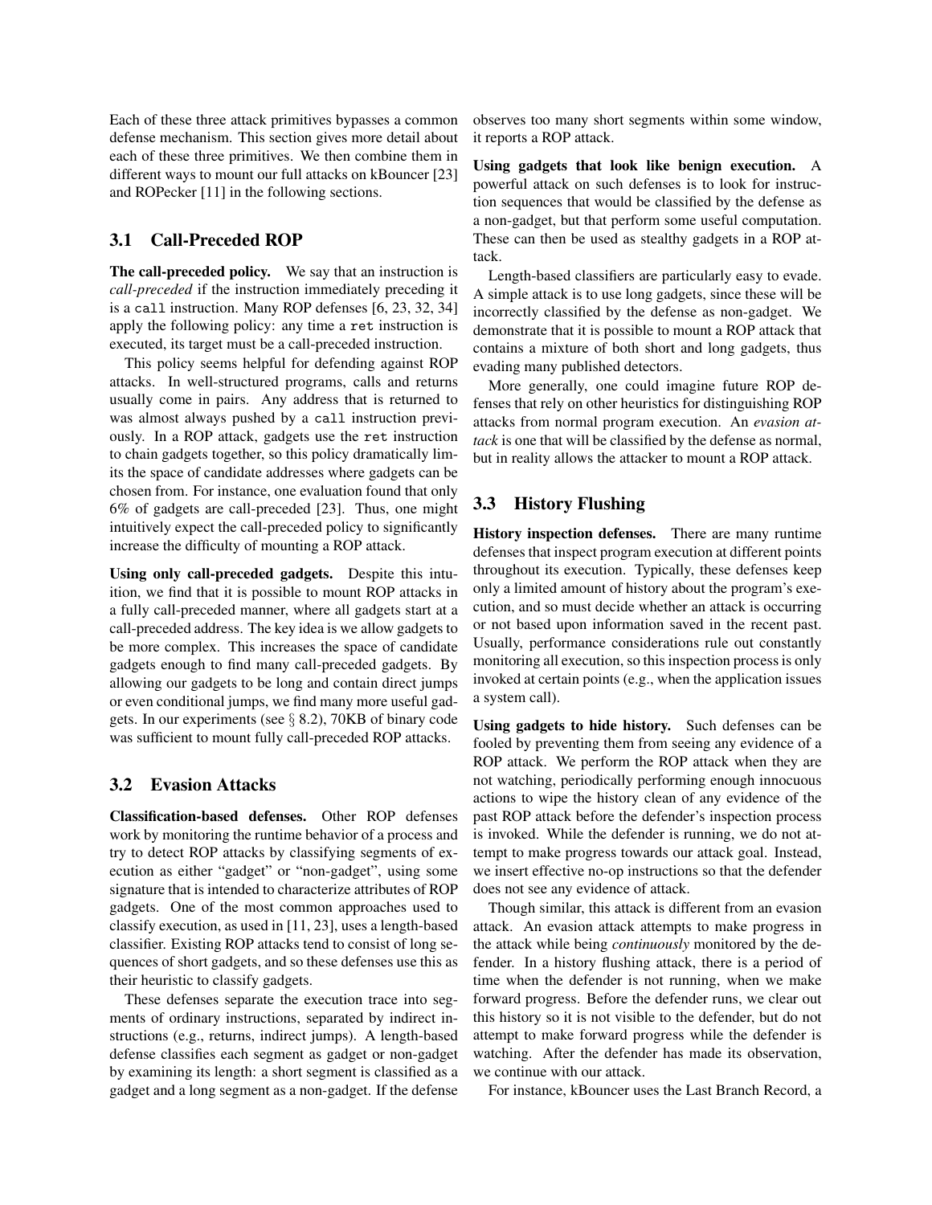Each of these three attack primitives bypasses a common defense mechanism. This section gives more detail about each of these three primitives. We then combine them in different ways to mount our full attacks on kBouncer [23] and ROPecker [11] in the following sections.

### 3.1 Call-Preceded ROP

**The call-preceded policy.** We say that an instruction is *call-preceded* if the instruction immediately preceding it is a `call` instruction. Many ROP defenses [6, 23, 32, 34] apply the following policy: any time a `ret` instruction is executed, its target must be a call-preceded instruction.

This policy seems helpful for defending against ROP attacks. In well-structured programs, calls and returns usually come in pairs. Any address that is returned to was almost always pushed by a `call` instruction previously. In a ROP attack, gadgets use the `ret` instruction to chain gadgets together, so this policy dramatically limits the space of candidate addresses where gadgets can be chosen from. For instance, one evaluation found that only 6% of gadgets are call-preceded [23]. Thus, one might intuitively expect the call-preceded policy to significantly increase the difficulty of mounting a ROP attack.

**Using only call-preceded gadgets.** Despite this intuition, we find that it is possible to mount ROP attacks in a fully call-preceded manner, where all gadgets start at a call-preceded address. The key idea is we allow gadgets to be more complex. This increases the space of candidate gadgets enough to find many call-preceded gadgets. By allowing our gadgets to be long and contain direct jumps or even conditional jumps, we find many more useful gadgets. In our experiments (see § 8.2), 70KB of binary code was sufficient to mount fully call-preceded ROP attacks.

### 3.2 Evasion Attacks

**Classification-based defenses.** Other ROP defenses work by monitoring the runtime behavior of a process and try to detect ROP attacks by classifying segments of execution as either "gadget" or "non-gadget", using some signature that is intended to characterize attributes of ROP gadgets. One of the most common approaches used to classify execution, as used in [11, 23], uses a length-based classifier. Existing ROP attacks tend to consist of long sequences of short gadgets, and so these defenses use this as their heuristic to classify gadgets.

These defenses separate the execution trace into segments of ordinary instructions, separated by indirect instructions (e.g., returns, indirect jumps). A length-based defense classifies each segment as gadget or non-gadget by examining its length: a short segment is classified as a gadget and a long segment as a non-gadget. If the defense observes too many short segments within some window, it reports a ROP attack.

**Using gadgets that look like benign execution.** A powerful attack on such defenses is to look for instruction sequences that would be classified by the defense as a non-gadget, but that perform some useful computation. These can then be used as stealthy gadgets in a ROP attack.

Length-based classifiers are particularly easy to evade. A simple attack is to use long gadgets, since these will be incorrectly classified by the defense as non-gadget. We demonstrate that it is possible to mount a ROP attack that contains a mixture of both short and long gadgets, thus evading many published detectors.

More generally, one could imagine future ROP defenses that rely on other heuristics for distinguishing ROP attacks from normal program execution. An *evasion attack* is one that will be classified by the defense as normal, but in reality allows the attacker to mount a ROP attack.

### 3.3 History Flushing

**History inspection defenses.** There are many runtime defenses that inspect program execution at different points throughout its execution. Typically, these defenses keep only a limited amount of history about the program's execution, and so must decide whether an attack is occurring or not based upon information saved in the recent past. Usually, performance considerations rule out constantly monitoring all execution, so this inspection process is only invoked at certain points (e.g., when the application issues a system call).

**Using gadgets to hide history.** Such defenses can be fooled by preventing them from seeing any evidence of a ROP attack. We perform the ROP attack when they are not watching, periodically performing enough innocuous actions to wipe the history clean of any evidence of the past ROP attack before the defender's inspection process is invoked. While the defender is running, we do not attempt to make progress towards our attack goal. Instead, we insert effective no-op instructions so that the defender does not see any evidence of attack.

Though similar, this attack is different from an evasion attack. An evasion attack attempts to make progress in the attack while being *continuously* monitored by the defender. In a history flushing attack, there is a period of time when the defender is not running, when we make forward progress. Before the defender runs, we clear out this history so it is not visible to the defender, but do not attempt to make forward progress while the defender is watching. After the defender has made its observation, we continue with our attack.

For instance, kBouncer uses the Last Branch Record, a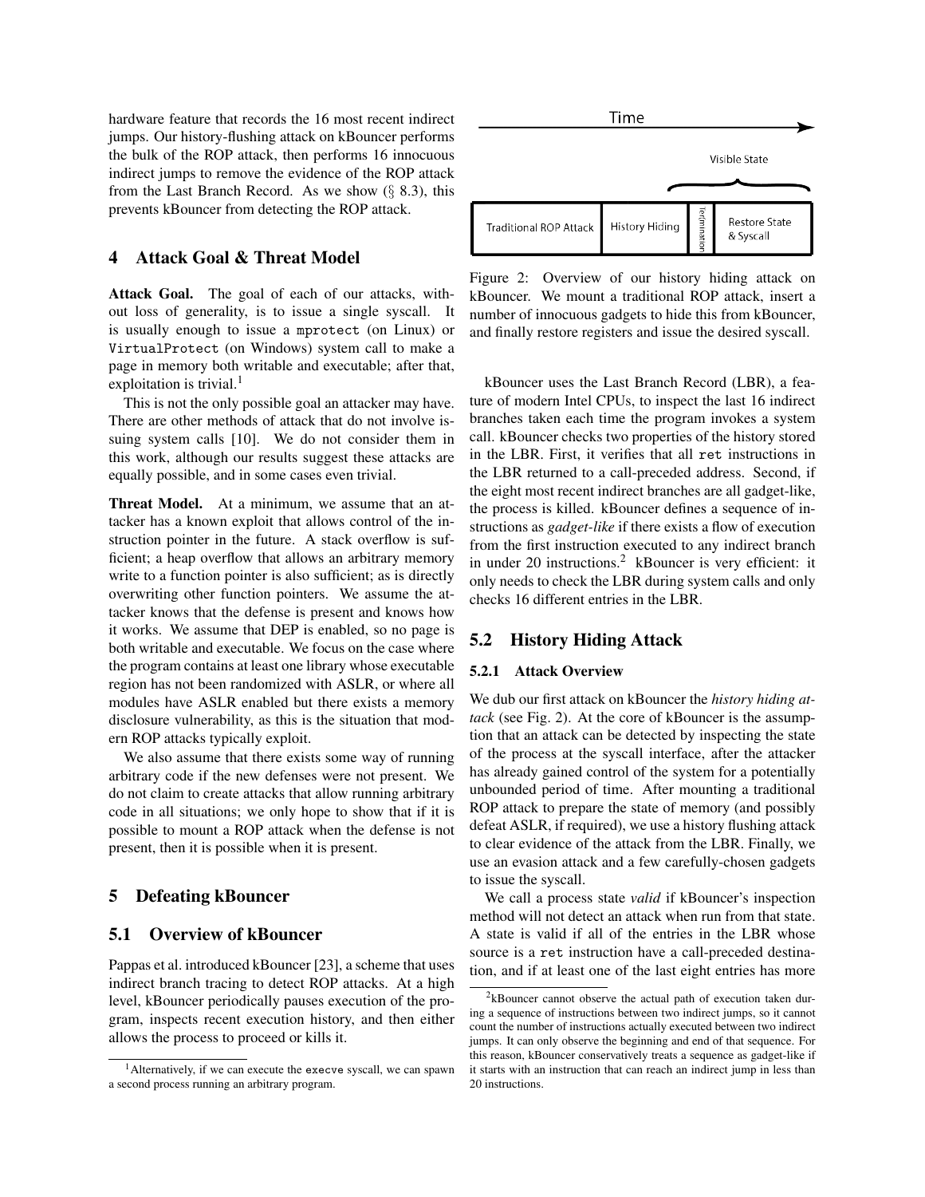hardware feature that records the 16 most recent indirect jumps. Our history-flushing attack on kBouncer performs the bulk of the ROP attack, then performs 16 innocuous indirect jumps to remove the evidence of the ROP attack from the Last Branch Record. As we show (§ 8.3), this prevents kBouncer from detecting the ROP attack.

## 4 Attack Goal & Threat Model

**Attack Goal.** The goal of each of our attacks, without loss of generality, is to issue a single syscall. It is usually enough to issue a `mprotect` (on Linux) or `VirtualProtect` (on Windows) system call to make a page in memory both writable and executable; after that, exploitation is trivial.[1]

This is not the only possible goal an attacker may have. There are other methods of attack that do not involve issuing system calls [10]. We do not consider them in this work, although our results suggest these attacks are equally possible, and in some cases even trivial.

**Threat Model.** At a minimum, we assume that an attacker has a known exploit that allows control of the instruction pointer in the future. A stack overflow is sufficient; a heap overflow that allows an arbitrary memory write to a function pointer is also sufficient; as is directly overwriting other function pointers. We assume the attacker knows that the defense is present and knows how it works. We assume that DEP is enabled, so no page is both writable and executable. We focus on the case where the program contains at least one library whose executable region has not been randomized with ASLR, or where all modules have ASLR enabled but there exists a memory disclosure vulnerability, as this is the situation that modern ROP attacks typically exploit.

We also assume that there exists some way of running arbitrary code if the new defenses were not present. We do not claim to create attacks that allow running arbitrary code in all situations; we only hope to show that if it is possible to mount a ROP attack when the defense is not present, then it is possible when it is present.

## 5 Defeating kBouncer

### 5.1 Overview of kBouncer

Pappas et al. introduced kBouncer [23], a scheme that uses indirect branch tracing to detect ROP attacks. At a high level, kBouncer periodically pauses execution of the program, inspects recent execution history, and then either allows the process to proceed or kills it.

[1] Alternatively, if we can execute the `execve` syscall, we can spawn a second process running an arbitrary program.

Figure 2: Overview of our history hiding attack on kBouncer. We mount a traditional ROP attack, insert a number of innocuous gadgets to hide this from kBouncer, and finally restore registers and issue the desired syscall.

kBouncer uses the Last Branch Record (LBR), a feature of modern Intel CPUs, to inspect the last 16 indirect branches taken each time the program invokes a system call. kBouncer checks two properties of the history stored in the LBR. First, it verifies that all `ret` instructions in the LBR returned to a call-preceded address. Second, if the eight most recent indirect branches are all gadget-like, the process is killed. kBouncer defines a sequence of instructions as *gadget-like* if there exists a flow of execution from the first instruction executed to any indirect branch in under 20 instructions.[2] kBouncer is very efficient: it only needs to check the LBR during system calls and only checks 16 different entries in the LBR.

### 5.2 History Hiding Attack

#### 5.2.1 Attack Overview

We dub our first attack on kBouncer the *history hiding attack* (see Fig. 2). At the core of kBouncer is the assumption that an attack can be detected by inspecting the state of the process at the syscall interface, after the attacker has already gained control of the system for a potentially unbounded period of time. After mounting a traditional ROP attack to prepare the state of memory (and possibly defeat ASLR, if required), we use a history flushing attack to clear evidence of the attack from the LBR. Finally, we use an evasion attack and a few carefully-chosen gadgets to issue the syscall.

We call a process state *valid* if kBouncer's inspection method will not detect an attack when run from that state. A state is valid if all of the entries in the LBR whose source is a `ret` instruction have a call-preceded destination, and if at least one of the last eight entries has more

[2] kBouncer cannot observe the actual path of execution taken during a sequence of instructions between two indirect jumps, so it cannot count the number of instructions actually executed between two indirect jumps. It can only observe the beginning and end of that sequence. For this reason, kBouncer conservatively treats a sequence as gadget-like if it starts with an instruction that can reach an indirect jump in less than 20 instructions.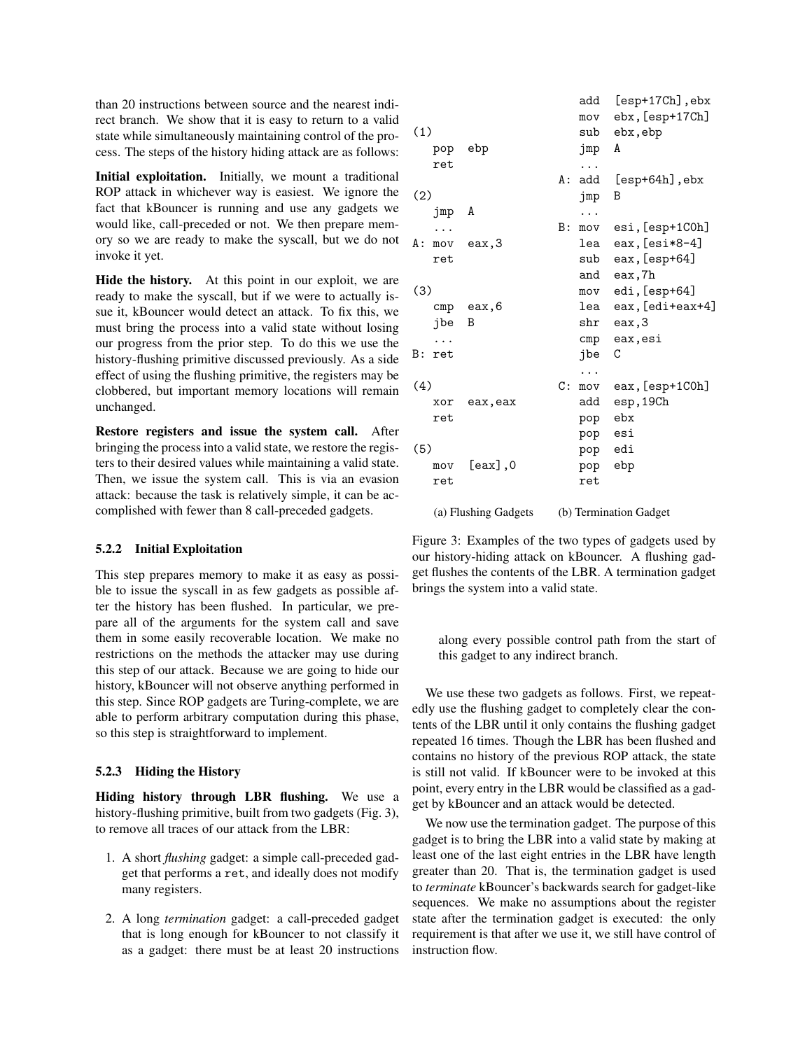than 20 instructions between source and the nearest indirect branch. We show that it is easy to return to a valid state while simultaneously maintaining control of the process. The steps of the history hiding attack are as follows:

**Initial exploitation.** Initially, we mount a traditional ROP attack in whichever way is easiest. We ignore the fact that kBouncer is running and use any gadgets we would like, call-preceded or not. We then prepare memory so we are ready to make the syscall, but we do not invoke it yet.

**Hide the history.** At this point in our exploit, we are ready to make the syscall, but if we were to actually issue it, kBouncer would detect an attack. To fix this, we must bring the process into a valid state without losing our progress from the prior step. To do this we use the history-flushing primitive discussed previously. As a side effect of using the flushing primitive, the registers may be clobbered, but important memory locations will remain unchanged.

**Restore registers and issue the system call.** After bringing the process into a valid state, we restore the registers to their desired values while maintaining a valid state. Then, we issue the system call. This is via an evasion attack: because the task is relatively simple, it can be accomplished with fewer than 8 call-preceded gadgets.

### 5.2.2 Initial Exploitation

This step prepares memory to make it as easy as possible to issue the syscall in as few gadgets as possible after the history has been flushed. In particular, we prepare all of the arguments for the system call and save them in some easily recoverable location. We make no restrictions on the methods the attacker may use during this step of our attack. Because we are going to hide our history, kBouncer will not observe anything performed in this step. Since ROP gadgets are Turing-complete, we are able to perform arbitrary computation during this phase, so this step is straightforward to implement.

### 5.2.3 Hiding the History

**Hiding history through LBR flushing.** We use a history-flushing primitive, built from two gadgets (Fig. 3), to remove all traces of our attack from the LBR:

1. A short *flushing* gadget: a simple call-preceded gadget that performs a `ret`, and ideally does not modify many registers.
2. A long *termination* gadget: a call-preceded gadget that is long enough for kBouncer to not classify it as a gadget: there must be at least 20 instructions along every possible control path from the start of this gadget to any indirect branch.

```
(1)
   pop  ebp
   ret

(2)
   jmp  A
   ...
A: mov  eax,3
   ret

(3)
   cmp  eax,6
   jbe  B
   ...
B: ret

(4)
   xor  eax,eax
   ret

(5)
   mov  [eax],0
   ret
```

(a) Flushing Gadgets

```
   add  [esp+17Ch],ebx
   mov  ebx,[esp+17Ch]
   sub  ebx,ebp
   jmp  A
   ...
A: add  [esp+64h],ebx
   jmp  B
   ...
B: mov  esi,[esp+1C0h]
   lea  eax,[esi*8-4]
   sub  eax,[esp+64]
   and  eax,7h
   mov  edi,[esp+64]
   lea  eax,[edi+eax+4]
   shr  eax,3
   cmp  eax,esi
   jbe  C
   ...
C: mov  eax,[esp+1C0h]
   add  esp,19Ch
   pop  ebx
   pop  esi
   pop  edi
   pop  ebp
   ret
```

(b) Termination Gadget

Figure 3: Examples of the two types of gadgets used by our history-hiding attack on kBouncer. A flushing gadget flushes the contents of the LBR. A termination gadget brings the system into a valid state.

We use these two gadgets as follows. First, we repeatedly use the flushing gadget to completely clear the contents of the LBR until it only contains the flushing gadget repeated 16 times. Though the LBR has been flushed and contains no history of the previous ROP attack, the state is still not valid. If kBouncer were to be invoked at this point, every entry in the LBR would be classified as a gadget by kBouncer and an attack would be detected.

We now use the termination gadget. The purpose of this gadget is to bring the LBR into a valid state by making at least one of the last eight entries in the LBR have length greater than 20. That is, the termination gadget is used to *terminate* kBouncer's backwards search for gadget-like sequences. We make no assumptions about the register state after the termination gadget is executed: the only requirement is that after we use it, we still have control of instruction flow.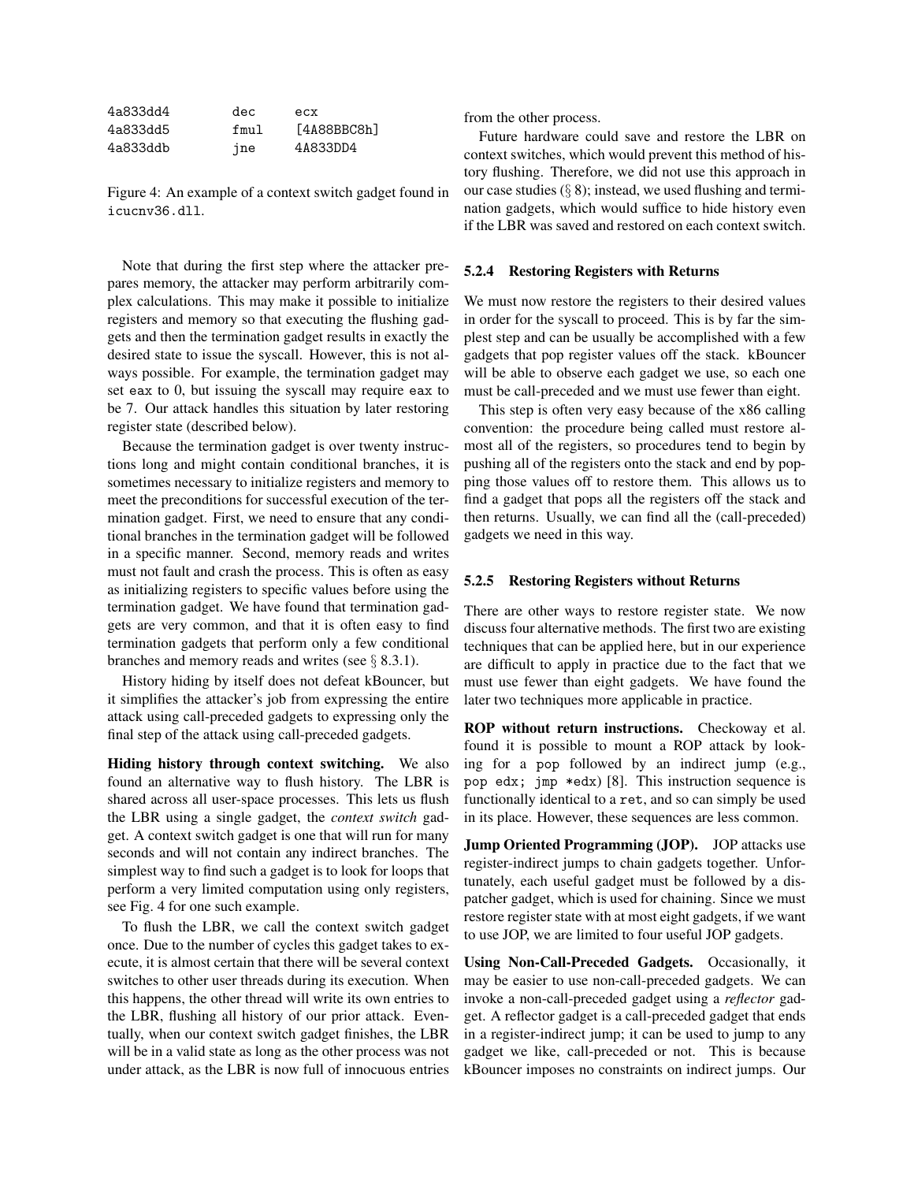```
4a833dd4    dec     ecx
4a833dd5    fmul    [4A88BBC8h]
4a833ddb    jne     4A833DD4
```

Figure 4: An example of a context switch gadget found in `icucnv36.dll`.

Note that during the first step where the attacker prepares memory, the attacker may perform arbitrarily complex calculations. This may make it possible to initialize registers and memory so that executing the flushing gadgets and then the termination gadget results in exactly the desired state to issue the syscall. However, this is not always possible. For example, the termination gadget may set `eax` to 0, but issuing the syscall may require `eax` to be 7. Our attack handles this situation by later restoring register state (described below).

Because the termination gadget is over twenty instructions long and might contain conditional branches, it is sometimes necessary to initialize registers and memory to meet the preconditions for successful execution of the termination gadget. First, we need to ensure that any conditional branches in the termination gadget will be followed in a specific manner. Second, memory reads and writes must not fault and crash the process. This is often as easy as initializing registers to specific values before using the termination gadget. We have found that termination gadgets are very common, and that it is often easy to find termination gadgets that perform only a few conditional branches and memory reads and writes (see § 8.3.1).

History hiding by itself does not defeat kBouncer, but it simplifies the attacker's job from expressing the entire attack using call-preceded gadgets to expressing only the final step of the attack using call-preceded gadgets.

**Hiding history through context switching.** We also found an alternative way to flush history. The LBR is shared across all user-space processes. This lets us flush the LBR using a single gadget, the *context switch* gadget. A context switch gadget is one that will run for many seconds and will not contain any indirect branches. The simplest way to find such a gadget is to look for loops that perform a very limited computation using only registers, see Fig. 4 for one such example.

To flush the LBR, we call the context switch gadget once. Due to the number of cycles this gadget takes to execute, it is almost certain that there will be several context switches to other user threads during its execution. When this happens, the other thread will write its own entries to the LBR, flushing all history of our prior attack. Eventually, when our context switch gadget finishes, the LBR will be in a valid state as long as the other process was not under attack, as the LBR is now full of innocuous entries from the other process.

Future hardware could save and restore the LBR on context switches, which would prevent this method of history flushing. Therefore, we did not use this approach in our case studies (§ 8); instead, we used flushing and termination gadgets, which would suffice to hide history even if the LBR was saved and restored on each context switch.

#### 5.2.4 Restoring Registers with Returns

We must now restore the registers to their desired values in order for the syscall to proceed. This is by far the simplest step and can be usually be accomplished with a few gadgets that pop register values off the stack. kBouncer will be able to observe each gadget we use, so each one must be call-preceded and we must use fewer than eight.

This step is often very easy because of the x86 calling convention: the procedure being called must restore almost all of the registers, so procedures tend to begin by pushing all of the registers onto the stack and end by popping those values off to restore them. This allows us to find a gadget that pops all the registers off the stack and then returns. Usually, we can find all the (call-preceded) gadgets we need in this way.

#### 5.2.5 Restoring Registers without Returns

There are other ways to restore register state. We now discuss four alternative methods. The first two are existing techniques that can be applied here, but in our experience are difficult to apply in practice due to the fact that we must use fewer than eight gadgets. We have found the later two techniques more applicable in practice.

**ROP without return instructions.** Checkoway et al. found it is possible to mount a ROP attack by looking for a `pop` followed by an indirect jump (e.g., `pop edx; jmp *edx`) [8]. This instruction sequence is functionally identical to a `ret`, and so can simply be used in its place. However, these sequences are less common.

**Jump Oriented Programming (JOP).** JOP attacks use register-indirect jumps to chain gadgets together. Unfortunately, each useful gadget must be followed by a dispatcher gadget, which is used for chaining. Since we must restore register state with at most eight gadgets, if we want to use JOP, we are limited to four useful JOP gadgets.

**Using Non-Call-Preceded Gadgets.** Occasionally, it may be easier to use non-call-preceded gadgets. We can invoke a non-call-preceded gadget using a *reflector* gadget. A reflector gadget is a call-preceded gadget that ends in a register-indirect jump; it can be used to jump to any gadget we like, call-preceded or not. This is because kBouncer imposes no constraints on indirect jumps. Our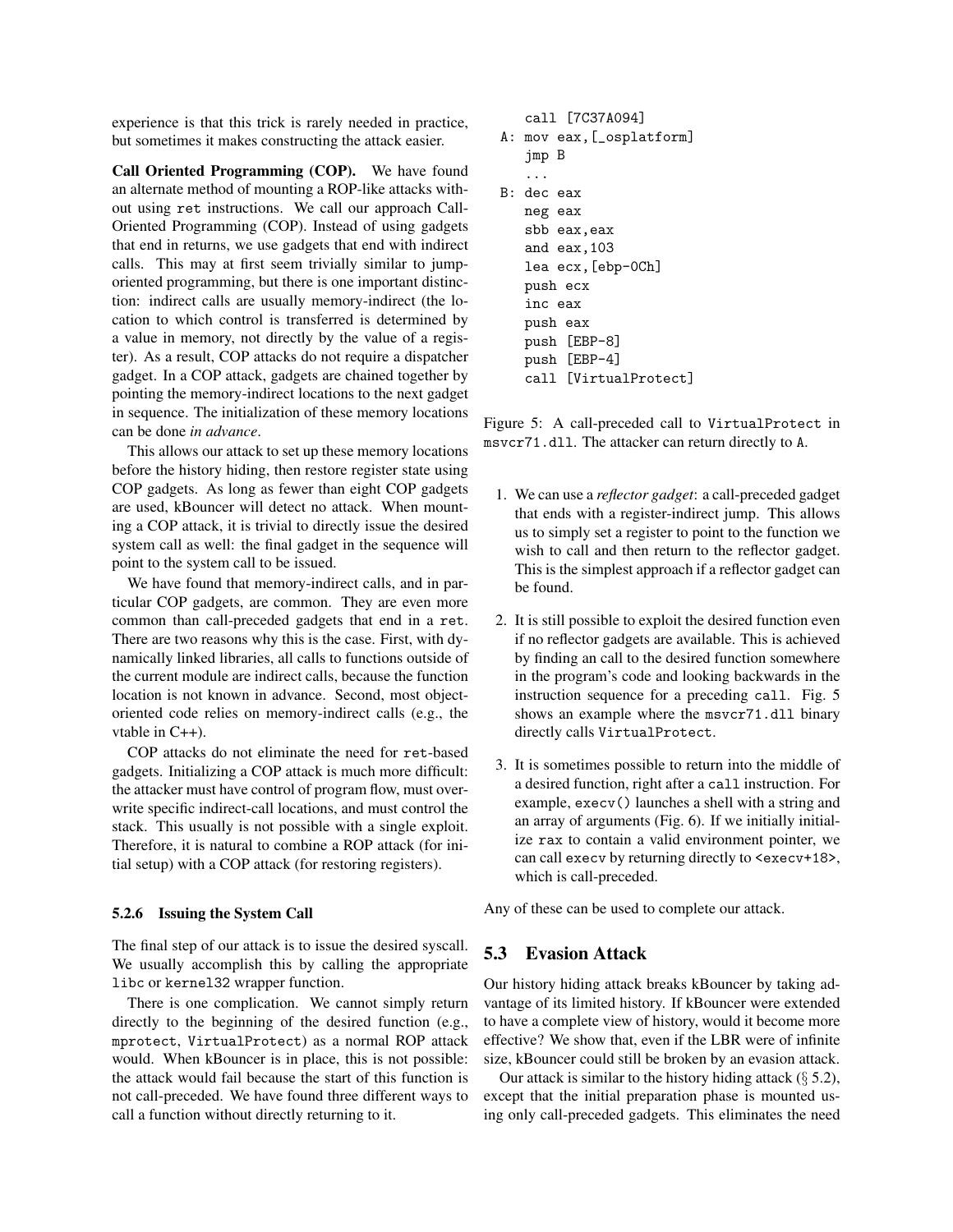experience is that this trick is rarely needed in practice, but sometimes it makes constructing the attack easier.

**Call Oriented Programming (COP).** We have found an alternate method of mounting a ROP-like attacks without using `ret` instructions. We call our approach Call-Oriented Programming (COP). Instead of using gadgets that end in returns, we use gadgets that end with indirect calls. This may at first seem trivially similar to jump-oriented programming, but there is one important distinction: indirect calls are usually memory-indirect (the location to which control is transferred is determined by a value in memory, not directly by the value of a register). As a result, COP attacks do not require a dispatcher gadget. In a COP attack, gadgets are chained together by pointing the memory-indirect locations to the next gadget in sequence. The initialization of these memory locations can be done *in advance*.

This allows our attack to set up these memory locations before the history hiding, then restore register state using COP gadgets. As long as fewer than eight COP gadgets are used, kBouncer will detect no attack. When mounting a COP attack, it is trivial to directly issue the desired system call as well: the final gadget in the sequence will point to the system call to be issued.

We have found that memory-indirect calls, and in particular COP gadgets, are common. They are even more common than call-preceded gadgets that end in a `ret`. There are two reasons why this is the case. First, with dynamically linked libraries, all calls to functions outside of the current module are indirect calls, because the function location is not known in advance. Second, most object-oriented code relies on memory-indirect calls (e.g., the vtable in C++).

COP attacks do not eliminate the need for `ret`-based gadgets. Initializing a COP attack is much more difficult: the attacker must have control of program flow, must overwrite specific indirect-call locations, and must control the stack. This usually is not possible with a single exploit. Therefore, it is natural to combine a ROP attack (for initial setup) with a COP attack (for restoring registers).

#### 5.2.6 Issuing the System Call

The final step of our attack is to issue the desired syscall. We usually accomplish this by calling the appropriate `libc` or `kernel32` wrapper function.

There is one complication. We cannot simply return directly to the beginning of the desired function (e.g., `mprotect`, `VirtualProtect`) as a normal ROP attack would. When kBouncer is in place, this is not possible: the attack would fail because the start of this function is not call-preceded. We have found three different ways to call a function without directly returning to it.

```
   call [7C37A094]
A: mov eax,[_osplatform]
   jmp B
   ...
B: dec eax
   neg eax
   sbb eax,eax
   and eax,103
   lea ecx,[ebp-0Ch]
   push ecx
   inc eax
   push eax
   push [EBP-8]
   push [EBP-4]
   call [VirtualProtect]
```

Figure 5: A call-preceded call to `VirtualProtect` in `msvcr71.dll`. The attacker can return directly to `A`.

1. We can use a *reflector gadget*: a call-preceded gadget that ends with a register-indirect jump. This allows us to simply set a register to point to the function we wish to call and then return to the reflector gadget. This is the simplest approach if a reflector gadget can be found.

2. It is still possible to exploit the desired function even if no reflector gadgets are available. This is achieved by finding an call to the desired function somewhere in the program's code and looking backwards in the instruction sequence for a preceding `call`. Fig. 5 shows an example where the `msvcr71.dll` binary directly calls `VirtualProtect`.

3. It is sometimes possible to return into the middle of a desired function, right after a `call` instruction. For example, `execv()` launches a shell with a string and an array of arguments (Fig. 6). If we initially initialize `rax` to contain a valid environment pointer, we can call `execv` by returning directly to `<execv+18>`, which is call-preceded.

Any of these can be used to complete our attack.

## 5.3 Evasion Attack

Our history hiding attack breaks kBouncer by taking advantage of its limited history. If kBouncer were extended to have a complete view of history, would it become more effective? We show that, even if the LBR were of infinite size, kBouncer could still be broken by an evasion attack.

Our attack is similar to the history hiding attack (§ 5.2), except that the initial preparation phase is mounted using only call-preceded gadgets. This eliminates the need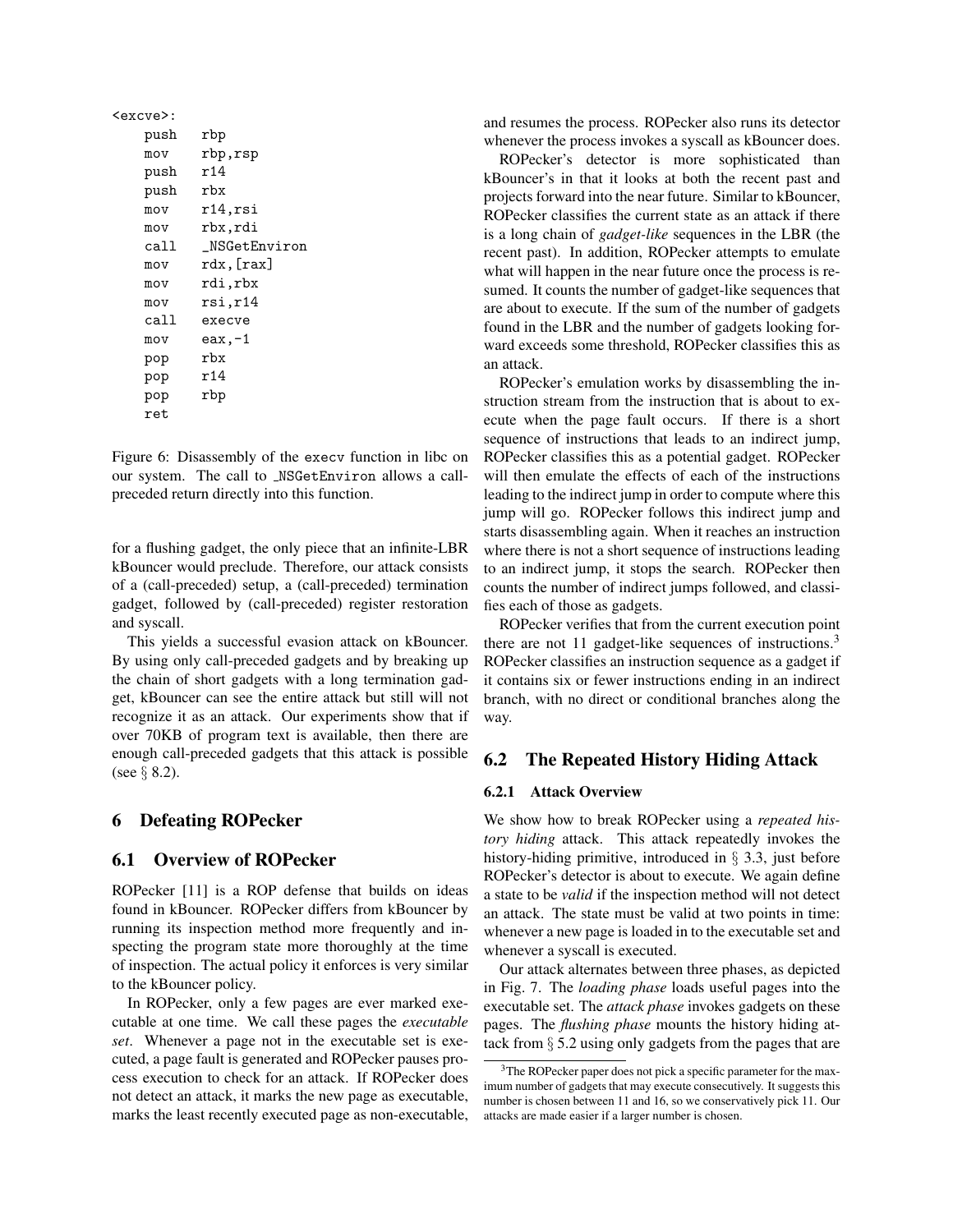```
<excve>:
    push   rbp
    mov    rbp,rsp
    push   r14
    push   rbx
    mov    r14,rsi
    mov    rbx,rdi
    call   _NSGetEnviron
    mov    rdx,[rax]
    mov    rdi,rbx
    mov    rsi,r14
    call   execve
    mov    eax,-1
    pop    rbx
    pop    r14
    pop    rbp
    ret
```

Figure 6: Disassembly of the execv function in libc on our system. The call to _NSGetEnviron allows a call-preceded return directly into this function.

for a flushing gadget, the only piece that an infinite-LBR kBouncer would preclude. Therefore, our attack consists of a (call-preceded) setup, a (call-preceded) termination gadget, followed by (call-preceded) register restoration and syscall.

This yields a successful evasion attack on kBouncer. By using only call-preceded gadgets and by breaking up the chain of short gadgets with a long termination gadget, kBouncer can see the entire attack but still will not recognize it as an attack. Our experiments show that if over 70KB of program text is available, then there are enough call-preceded gadgets that this attack is possible (see § 8.2).

# 6 Defeating ROPecker

## 6.1 Overview of ROPecker

ROPecker [11] is a ROP defense that builds on ideas found in kBouncer. ROPecker differs from kBouncer by running its inspection method more frequently and inspecting the program state more thoroughly at the time of inspection. The actual policy it enforces is very similar to the kBouncer policy.

In ROPecker, only a few pages are ever marked executable at one time. We call these pages the *executable set*. Whenever a page not in the executable set is executed, a page fault is generated and ROPecker pauses process execution to check for an attack. If ROPecker does not detect an attack, it marks the new page as executable, marks the least recently executed page as non-executable, and resumes the process. ROPecker also runs its detector whenever the process invokes a syscall as kBouncer does.

ROPecker's detector is more sophisticated than kBouncer's in that it looks at both the recent past and projects forward into the near future. Similar to kBouncer, ROPecker classifies the current state as an attack if there is a long chain of *gadget-like* sequences in the LBR (the recent past). In addition, ROPecker attempts to emulate what will happen in the near future once the process is resumed. It counts the number of gadget-like sequences that are about to execute. If the sum of the number of gadgets found in the LBR and the number of gadgets looking forward exceeds some threshold, ROPecker classifies this as an attack.

ROPecker's emulation works by disassembling the instruction stream from the instruction that is about to execute when the page fault occurs. If there is a short sequence of instructions that leads to an indirect jump, ROPecker classifies this as a potential gadget. ROPecker will then emulate the effects of each of the instructions leading to the indirect jump in order to compute where this jump will go. ROPecker follows this indirect jump and starts disassembling again. When it reaches an instruction where there is not a short sequence of instructions leading to an indirect jump, it stops the search. ROPecker then counts the number of indirect jumps followed, and classifies each of those as gadgets.

ROPecker verifies that from the current execution point there are not 11 gadget-like sequences of instructions.[3] ROPecker classifies an instruction sequence as a gadget if it contains six or fewer instructions ending in an indirect branch, with no direct or conditional branches along the way.

## 6.2 The Repeated History Hiding Attack

### 6.2.1 Attack Overview

We show how to break ROPecker using a *repeated history hiding* attack. This attack repeatedly invokes the history-hiding primitive, introduced in § 3.3, just before ROPecker's detector is about to execute. We again define a state to be *valid* if the inspection method will not detect an attack. The state must be valid at two points in time: whenever a new page is loaded in to the executable set and whenever a syscall is executed.

Our attack alternates between three phases, as depicted in Fig. 7. The *loading phase* loads useful pages into the executable set. The *attack phase* invokes gadgets on these pages. The *flushing phase* mounts the history hiding attack from § 5.2 using only gadgets from the pages that are

[3] The ROPecker paper does not pick a specific parameter for the maximum number of gadgets that may execute consecutively. It suggests this number is chosen between 11 and 16, so we conservatively pick 11. Our attacks are made easier if a larger number is chosen.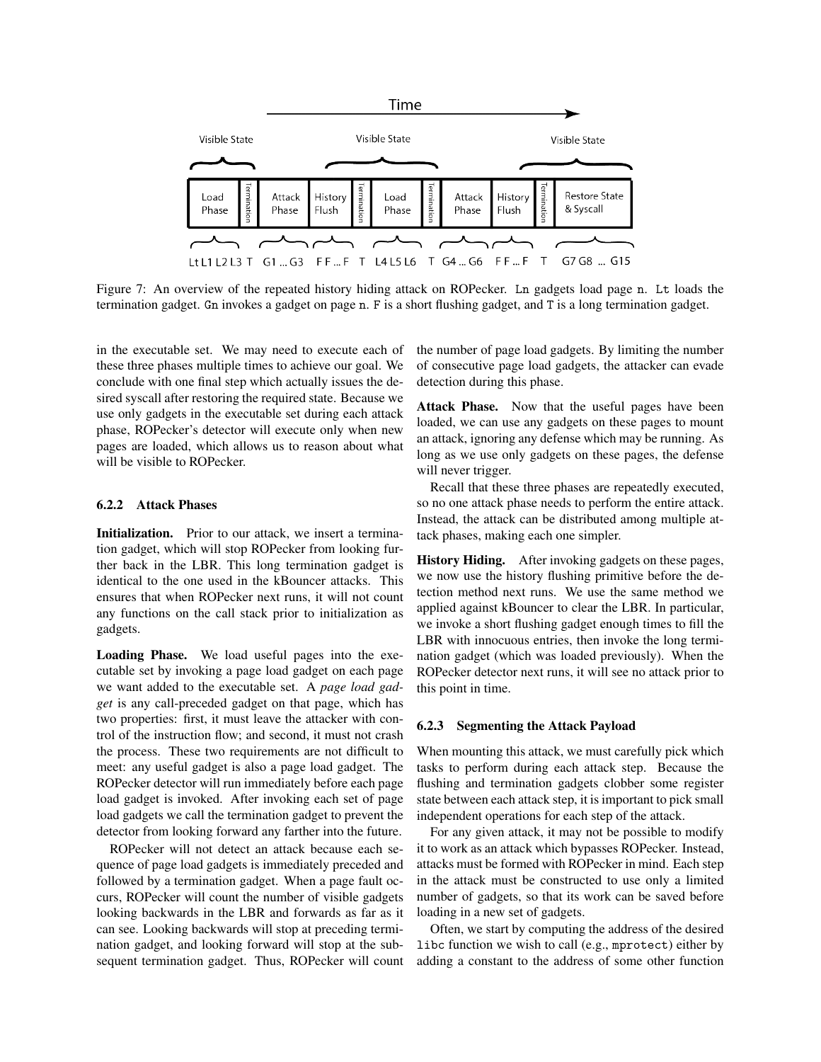Figure 7: An overview of the repeated history hiding attack on ROPecker. `Ln` gadgets load page `n`. `Lt` loads the termination gadget. `Gn` invokes a gadget on page `n`. `F` is a short flushing gadget, and `T` is a long termination gadget.

in the executable set. We may need to execute each of these three phases multiple times to achieve our goal. We conclude with one final step which actually issues the desired syscall after restoring the required state. Because we use only gadgets in the executable set during each attack phase, ROPecker's detector will execute only when new pages are loaded, which allows us to reason about what will be visible to ROPecker.

### 6.2.2 Attack Phases

**Initialization.** Prior to our attack, we insert a termination gadget, which will stop ROPecker from looking further back in the LBR. This long termination gadget is identical to the one used in the kBouncer attacks. This ensures that when ROPecker next runs, it will not count any functions on the call stack prior to initialization as gadgets.

**Loading Phase.** We load useful pages into the executable set by invoking a page load gadget on each page we want added to the executable set. A *page load gadget* is any call-preceded gadget on that page, which has two properties: first, it must leave the attacker with control of the instruction flow; and second, it must not crash the process. These two requirements are not difficult to meet: any useful gadget is also a page load gadget. The ROPecker detector will run immediately before each page load gadget is invoked. After invoking each set of page load gadgets we call the termination gadget to prevent the detector from looking forward any farther into the future.

ROPecker will not detect an attack because each sequence of page load gadgets is immediately preceded and followed by a termination gadget. When a page fault occurs, ROPecker will count the number of visible gadgets looking backwards in the LBR and forwards as far as it can see. Looking backwards will stop at preceding termination gadget, and looking forward will stop at the subsequent termination gadget. Thus, ROPecker will count the number of page load gadgets. By limiting the number of consecutive page load gadgets, the attacker can evade detection during this phase.

**Attack Phase.** Now that the useful pages have been loaded, we can use any gadgets on these pages to mount an attack, ignoring any defense which may be running. As long as we use only gadgets on these pages, the defense will never trigger.

Recall that these three phases are repeatedly executed, so no one attack phase needs to perform the entire attack. Instead, the attack can be distributed among multiple attack phases, making each one simpler.

**History Hiding.** After invoking gadgets on these pages, we now use the history flushing primitive before the detection method next runs. We use the same method we applied against kBouncer to clear the LBR. In particular, we invoke a short flushing gadget enough times to fill the LBR with innocuous entries, then invoke the long termination gadget (which was loaded previously). When the ROPecker detector next runs, it will see no attack prior to this point in time.

### 6.2.3 Segmenting the Attack Payload

When mounting this attack, we must carefully pick which tasks to perform during each attack step. Because the flushing and termination gadgets clobber some register state between each attack step, it is important to pick small independent operations for each step of the attack.

For any given attack, it may not be possible to modify it to work as an attack which bypasses ROPecker. Instead, attacks must be formed with ROPecker in mind. Each step in the attack must be constructed to use only a limited number of gadgets, so that its work can be saved before loading in a new set of gadgets.

Often, we start by computing the address of the desired `libc` function we wish to call (e.g., `mprotect`) either by adding a constant to the address of some other function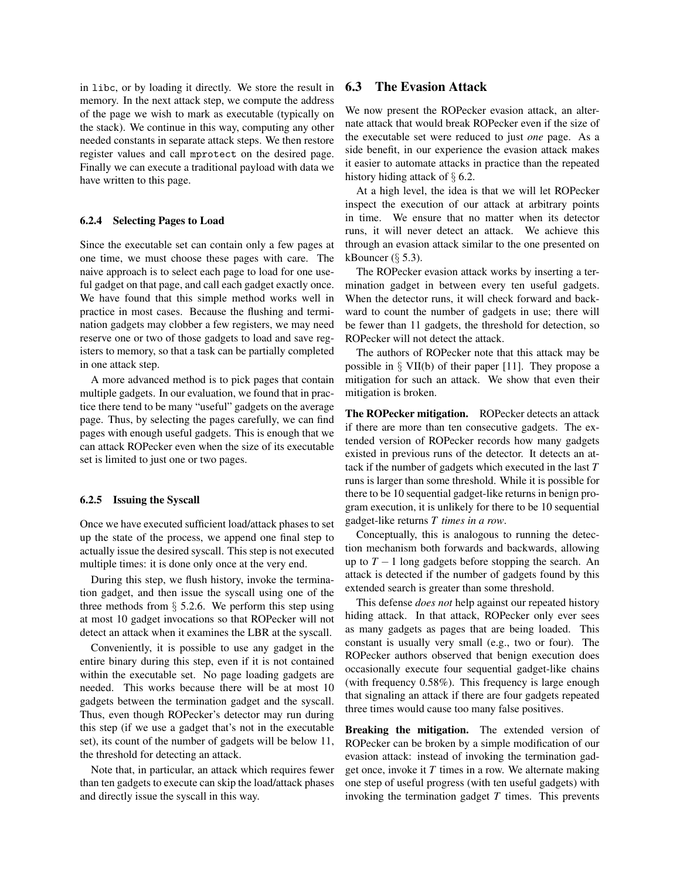in `libc`, or by loading it directly. We store the result in memory. In the next attack step, we compute the address of the page we wish to mark as executable (typically on the stack). We continue in this way, computing any other needed constants in separate attack steps. We then restore register values and call `mprotect` on the desired page. Finally we can execute a traditional payload with data we have written to this page.

#### 6.2.4 Selecting Pages to Load

Since the executable set can contain only a few pages at one time, we must choose these pages with care. The naive approach is to select each page to load for one useful gadget on that page, and call each gadget exactly once. We have found that this simple method works well in practice in most cases. Because the flushing and termination gadgets may clobber a few registers, we may need reserve one or two of those gadgets to load and save registers to memory, so that a task can be partially completed in one attack step.

A more advanced method is to pick pages that contain multiple gadgets. In our evaluation, we found that in practice there tend to be many "useful" gadgets on the average page. Thus, by selecting the pages carefully, we can find pages with enough useful gadgets. This is enough that we can attack ROPecker even when the size of its executable set is limited to just one or two pages.

#### 6.2.5 Issuing the Syscall

Once we have executed sufficient load/attack phases to set up the state of the process, we append one final step to actually issue the desired syscall. This step is not executed multiple times: it is done only once at the very end.

During this step, we flush history, invoke the termination gadget, and then issue the syscall using one of the three methods from § 5.2.6. We perform this step using at most 10 gadget invocations so that ROPecker will not detect an attack when it examines the LBR at the syscall.

Conveniently, it is possible to use any gadget in the entire binary during this step, even if it is not contained within the executable set. No page loading gadgets are needed. This works because there will be at most 10 gadgets between the termination gadget and the syscall. Thus, even though ROPecker's detector may run during this step (if we use a gadget that's not in the executable set), its count of the number of gadgets will be below 11, the threshold for detecting an attack.

Note that, in particular, an attack which requires fewer than ten gadgets to execute can skip the load/attack phases and directly issue the syscall in this way.

### 6.3 The Evasion Attack

We now present the ROPecker evasion attack, an alternate attack that would break ROPecker even if the size of the executable set were reduced to just *one* page. As a side benefit, in our experience the evasion attack makes it easier to automate attacks in practice than the repeated history hiding attack of § 6.2.

At a high level, the idea is that we will let ROPecker inspect the execution of our attack at arbitrary points in time. We ensure that no matter when its detector runs, it will never detect an attack. We achieve this through an evasion attack similar to the one presented on kBouncer (§ 5.3).

The ROPecker evasion attack works by inserting a termination gadget in between every ten useful gadgets. When the detector runs, it will check forward and backward to count the number of gadgets in use; there will be fewer than 11 gadgets, the threshold for detection, so ROPecker will not detect the attack.

The authors of ROPecker note that this attack may be possible in § VII(b) of their paper [11]. They propose a mitigation for such an attack. We show that even their mitigation is broken.

**The ROPecker mitigation.** ROPecker detects an attack if there are more than ten consecutive gadgets. The extended version of ROPecker records how many gadgets existed in previous runs of the detector. It detects an attack if the number of gadgets which executed in the last $T$ runs is larger than some threshold. While it is possible for there to be 10 sequential gadget-like returns in benign program execution, it is unlikely for there to be 10 sequential gadget-like returns $T$ *times in a row*.

Conceptually, this is analogous to running the detection mechanism both forwards and backwards, allowing up to $T-1$ long gadgets before stopping the search. An attack is detected if the number of gadgets found by this extended search is greater than some threshold.

This defense *does not* help against our repeated history hiding attack. In that attack, ROPecker only ever sees as many gadgets as pages that are being loaded. This constant is usually very small (e.g., two or four). The ROPecker authors observed that benign execution does occasionally execute four sequential gadget-like chains (with frequency 0.58%). This frequency is large enough that signaling an attack if there are four gadgets repeated three times would cause too many false positives.

**Breaking the mitigation.** The extended version of ROPecker can be broken by a simple modification of our evasion attack: instead of invoking the termination gadget once, invoke it $T$ times in a row. We alternate making one step of useful progress (with ten useful gadgets) with invoking the termination gadget $T$ times. This prevents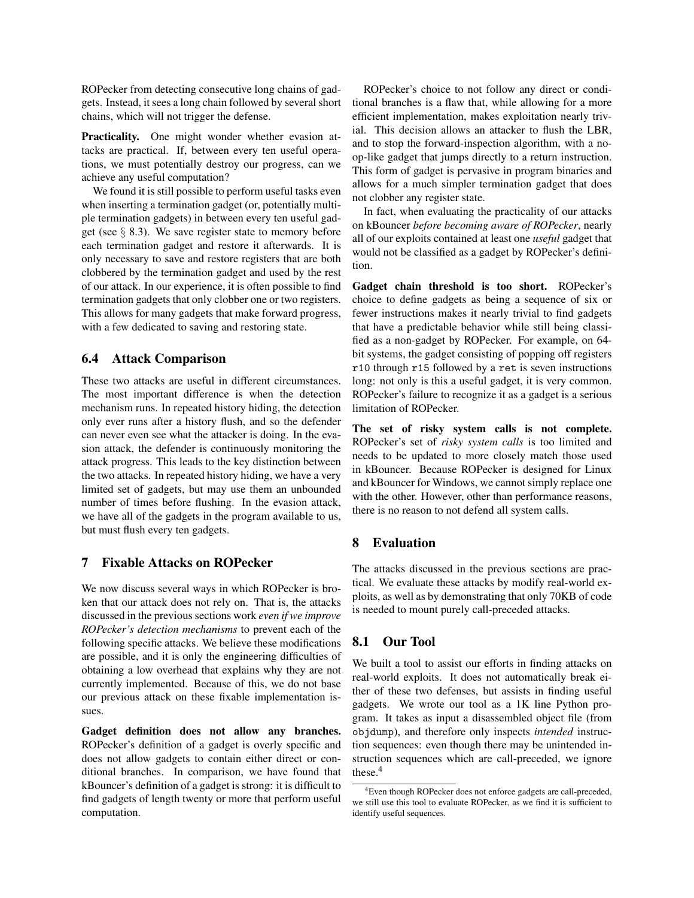ROPecker from detecting consecutive long chains of gadgets. Instead, it sees a long chain followed by several short chains, which will not trigger the defense.

**Practicality.** One might wonder whether evasion attacks are practical. If, between every ten useful operations, we must potentially destroy our progress, can we achieve any useful computation?

We found it is still possible to perform useful tasks even when inserting a termination gadget (or, potentially multiple termination gadgets) in between every ten useful gadget (see § 8.3). We save register state to memory before each termination gadget and restore it afterwards. It is only necessary to save and restore registers that are both clobbered by the termination gadget and used by the rest of our attack. In our experience, it is often possible to find termination gadgets that only clobber one or two registers. This allows for many gadgets that make forward progress, with a few dedicated to saving and restoring state.

## 6.4 Attack Comparison

These two attacks are useful in different circumstances. The most important difference is when the detection mechanism runs. In repeated history hiding, the detection only ever runs after a history flush, and so the defender can never even see what the attacker is doing. In the evasion attack, the defender is continuously monitoring the attack progress. This leads to the key distinction between the two attacks. In repeated history hiding, we have a very limited set of gadgets, but may use them an unbounded number of times before flushing. In the evasion attack, we have all of the gadgets in the program available to us, but must flush every ten gadgets.

# 7 Fixable Attacks on ROPecker

We now discuss several ways in which ROPecker is broken that our attack does not rely on. That is, the attacks discussed in the previous sections work *even if we improve ROPecker's detection mechanisms* to prevent each of the following specific attacks. We believe these modifications are possible, and it is only the engineering difficulties of obtaining a low overhead that explains why they are not currently implemented. Because of this, we do not base our previous attack on these fixable implementation issues.

**Gadget definition does not allow any branches.** ROPecker's definition of a gadget is overly specific and does not allow gadgets to contain either direct or conditional branches. In comparison, we have found that kBouncer's definition of a gadget is strong: it is difficult to find gadgets of length twenty or more that perform useful computation.

ROPecker's choice to not follow any direct or conditional branches is a flaw that, while allowing for a more efficient implementation, makes exploitation nearly trivial. This decision allows an attacker to flush the LBR, and to stop the forward-inspection algorithm, with a no-op-like gadget that jumps directly to a return instruction. This form of gadget is pervasive in program binaries and allows for a much simpler termination gadget that does not clobber any register state.

In fact, when evaluating the practicality of our attacks on kBouncer *before becoming aware of ROPecker*, nearly all of our exploits contained at least one *useful* gadget that would not be classified as a gadget by ROPecker's definition.

**Gadget chain threshold is too short.** ROPecker's choice to define gadgets as being a sequence of six or fewer instructions makes it nearly trivial to find gadgets that have a predictable behavior while still being classified as a non-gadget by ROPecker. For example, on 64-bit systems, the gadget consisting of popping off registers `r10` through `r15` followed by a `ret` is seven instructions long: not only is this a useful gadget, it is very common. ROPecker's failure to recognize it as a gadget is a serious limitation of ROPecker.

**The set of risky system calls is not complete.** ROPecker's set of *risky system calls* is too limited and needs to be updated to more closely match those used in kBouncer. Because ROPecker is designed for Linux and kBouncer for Windows, we cannot simply replace one with the other. However, other than performance reasons, there is no reason to not defend all system calls.

# 8 Evaluation

The attacks discussed in the previous sections are practical. We evaluate these attacks by modify real-world exploits, as well as by demonstrating that only 70KB of code is needed to mount purely call-preceded attacks.

## 8.1 Our Tool

We built a tool to assist our efforts in finding attacks on real-world exploits. It does not automatically break either of these two defenses, but assists in finding useful gadgets. We wrote our tool as a 1K line Python program. It takes as input a disassembled object file (from `objdump`), and therefore only inspects *intended* instruction sequences: even though there may be unintended instruction sequences which are call-preceded, we ignore these.[4]

[4] Even though ROPecker does not enforce gadgets are call-preceded, we still use this tool to evaluate ROPecker, as we find it is sufficient to identify useful sequences.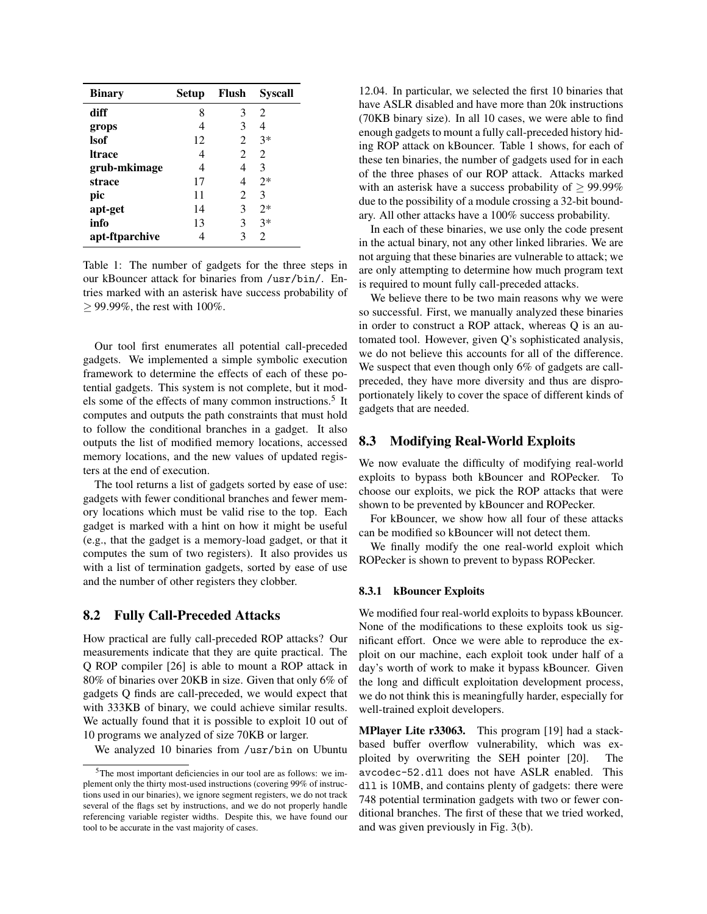| Binary | Setup | Flush | Syscall |
|---|---|---|---|
| **diff** | 8 | 3 | 2 |
| **grops** | 4 | 3 | 4 |
| **lsof** | 12 | 2 | 3* |
| **ltrace** | 4 | 2 | 2 |
| **grub-mkimage** | 4 | 4 | 3 |
| **strace** | 17 | 4 | 2* |
| **pic** | 11 | 2 | 3 |
| **apt-get** | 14 | 3 | 2* |
| **info** | 13 | 3 | 3* |
| **apt-ftparchive** | 4 | 3 | 2 |

Table 1: The number of gadgets for the three steps in our kBouncer attack for binaries from `/usr/bin/`. Entries marked with an asterisk have success probability of $\geq 99.99\%$, the rest with 100%.

Our tool first enumerates all potential call-preceded gadgets. We implemented a simple symbolic execution framework to determine the effects of each of these potential gadgets. This system is not complete, but it models some of the effects of many common instructions.[5] It computes and outputs the path constraints that must hold to follow the conditional branches in a gadget. It also outputs the list of modified memory locations, accessed memory locations, and the new values of updated registers at the end of execution.

The tool returns a list of gadgets sorted by ease of use: gadgets with fewer conditional branches and fewer memory locations which must be valid rise to the top. Each gadget is marked with a hint on how it might be useful (e.g., that the gadget is a memory-load gadget, or that it computes the sum of two registers). It also provides us with a list of termination gadgets, sorted by ease of use and the number of other registers they clobber.

## 8.2 Fully Call-Preceded Attacks

How practical are fully call-preceded ROP attacks? Our measurements indicate that they are quite practical. The Q ROP compiler [26] is able to mount a ROP attack in 80% of binaries over 20KB in size. Given that only 6% of gadgets Q finds are call-preceded, we would expect that with 333KB of binary, we could achieve similar results. We actually found that it is possible to exploit 10 out of 10 programs we analyzed of size 70KB or larger.

We analyzed 10 binaries from `/usr/bin` on Ubuntu 12.04. In particular, we selected the first 10 binaries that have ASLR disabled and have more than 20k instructions (70KB binary size). In all 10 cases, we were able to find enough gadgets to mount a fully call-preceded history hiding ROP attack on kBouncer. Table 1 shows, for each of these ten binaries, the number of gadgets used for in each of the three phases of our ROP attack. Attacks marked with an asterisk have a success probability of $\geq 99.99\%$ due to the possibility of a module crossing a 32-bit boundary. All other attacks have a 100% success probability.

In each of these binaries, we use only the code present in the actual binary, not any other linked libraries. We are not arguing that these binaries are vulnerable to attack; we are only attempting to determine how much program text is required to mount fully call-preceded attacks.

We believe there to be two main reasons why we were so successful. First, we manually analyzed these binaries in order to construct a ROP attack, whereas Q is an automated tool. However, given Q's sophisticated analysis, we do not believe this accounts for all of the difference. We suspect that even though only 6% of gadgets are call-preceded, they have more diversity and thus are disproportionately likely to cover the space of different kinds of gadgets that are needed.

## 8.3 Modifying Real-World Exploits

We now evaluate the difficulty of modifying real-world exploits to bypass both kBouncer and ROPecker. To choose our exploits, we pick the ROP attacks that were shown to be prevented by kBouncer and ROPecker.

For kBouncer, we show how all four of these attacks can be modified so kBouncer will not detect them.

We finally modify the one real-world exploit which ROPecker is shown to prevent to bypass ROPecker.

### 8.3.1 kBouncer Exploits

We modified four real-world exploits to bypass kBouncer. None of the modifications to these exploits took us significant effort. Once we were able to reproduce the exploit on our machine, each exploit took under half of a day's worth of work to make it bypass kBouncer. Given the long and difficult exploitation development process, we do not think this is meaningfully harder, especially for well-trained exploit developers.

**MPlayer Lite r33063.** This program [19] had a stack-based buffer overflow vulnerability, which was exploited by overwriting the SEH pointer [20]. The `avcodec-52.dll` does not have ASLR enabled. This `dll` is 10MB, and contains plenty of gadgets: there were 748 potential termination gadgets with two or fewer conditional branches. The first of these that we tried worked, and was given previously in Fig. 3(b).

[5]The most important deficiencies in our tool are as follows: we implement only the thirty most-used instructions (covering 99% of instructions used in our binaries), we ignore segment registers, we do not track several of the flags set by instructions, and we do not properly handle referencing variable register widths. Despite this, we have found our tool to be accurate in the vast majority of cases.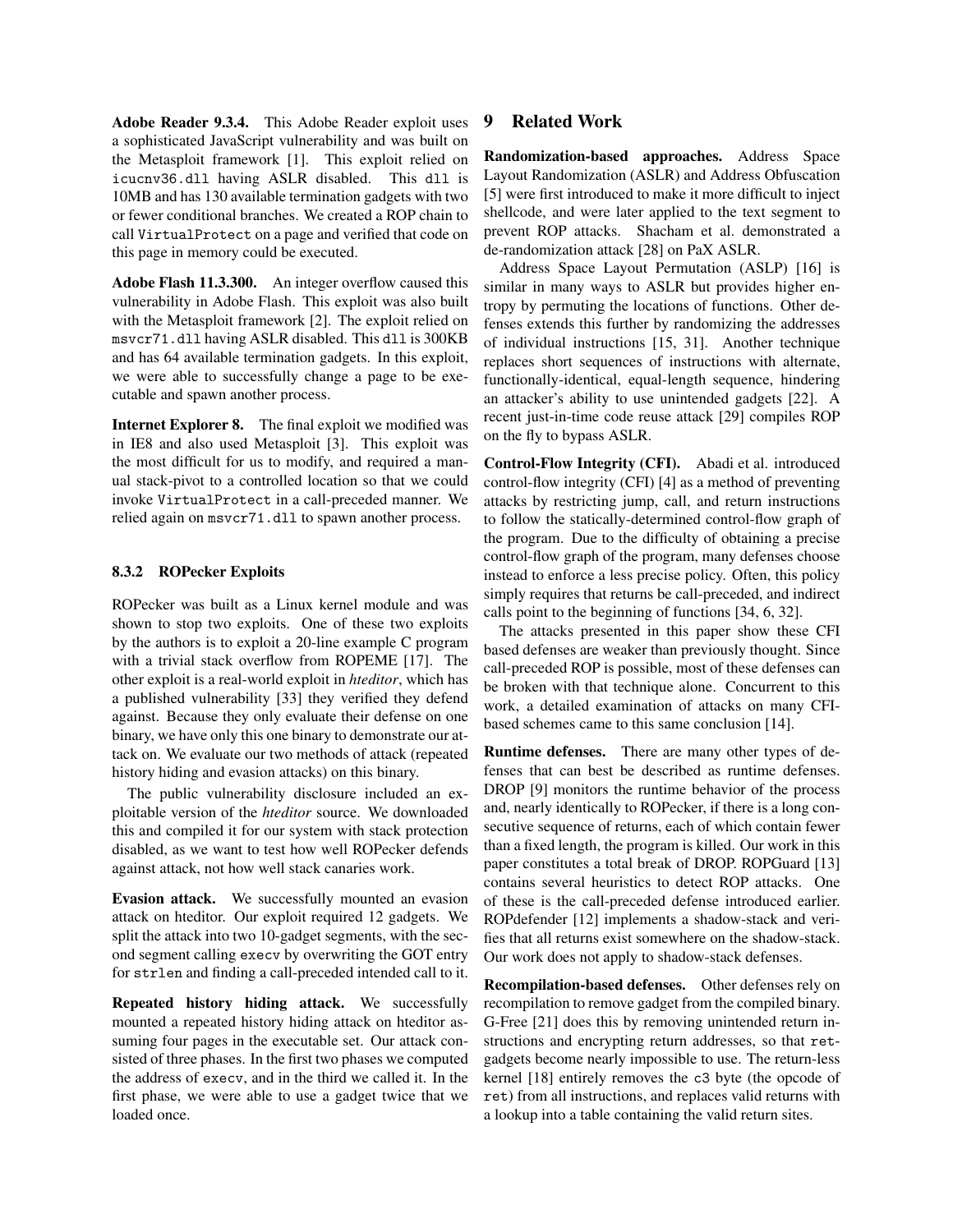**Adobe Reader 9.3.4.** This Adobe Reader exploit uses a sophisticated JavaScript vulnerability and was built on the Metasploit framework [1]. This exploit relied on `icucnv36.dll` having ASLR disabled. This `dll` is 10MB and has 130 available termination gadgets with two or fewer conditional branches. We created a ROP chain to call `VirtualProtect` on a page and verified that code on this page in memory could be executed.

**Adobe Flash 11.3.300.** An integer overflow caused this vulnerability in Adobe Flash. This exploit was also built with the Metasploit framework [2]. The exploit relied on `msvcr71.dll` having ASLR disabled. This `dll` is 300KB and has 64 available termination gadgets. In this exploit, we were able to successfully change a page to be executable and spawn another process.

**Internet Explorer 8.** The final exploit we modified was in IE8 and also used Metasploit [3]. This exploit was the most difficult for us to modify, and required a manual stack-pivot to a controlled location so that we could invoke `VirtualProtect` in a call-preceded manner. We relied again on `msvcr71.dll` to spawn another process.

### 8.3.2 ROPecker Exploits

ROPecker was built as a Linux kernel module and was shown to stop two exploits. One of these two exploits by the authors is to exploit a 20-line example C program with a trivial stack overflow from ROPEME [17]. The other exploit is a real-world exploit in *hteditor*, which has a published vulnerability [33] they verified they defend against. Because they only evaluate their defense on one binary, we have only this one binary to demonstrate our attack on. We evaluate our two methods of attack (repeated history hiding and evasion attacks) on this binary.

The public vulnerability disclosure included an exploitable version of the *hteditor* source. We downloaded this and compiled it for our system with stack protection disabled, as we want to test how well ROPecker defends against attack, not how well stack canaries work.

**Evasion attack.** We successfully mounted an evasion attack on hteditor. Our exploit required 12 gadgets. We split the attack into two 10-gadget segments, with the second segment calling `execv` by overwriting the GOT entry for `strlen` and finding a call-preceded intended call to it.

**Repeated history hiding attack.** We successfully mounted a repeated history hiding attack on hteditor assuming four pages in the executable set. Our attack consisted of three phases. In the first two phases we computed the address of `execv`, and in the third we called it. In the first phase, we were able to use a gadget twice that we loaded once.

## 9 Related Work

**Randomization-based approaches.** Address Space Layout Randomization (ASLR) and Address Obfuscation [5] were first introduced to make it more difficult to inject shellcode, and were later applied to the text segment to prevent ROP attacks. Shacham et al. demonstrated a de-randomization attack [28] on PaX ASLR.

Address Space Layout Permutation (ASLP) [16] is similar in many ways to ASLR but provides higher entropy by permuting the locations of functions. Other defenses extends this further by randomizing the addresses of individual instructions [15, 31]. Another technique replaces short sequences of instructions with alternate, functionally-identical, equal-length sequence, hindering an attacker's ability to use unintended gadgets [22]. A recent just-in-time code reuse attack [29] compiles ROP on the fly to bypass ASLR.

**Control-Flow Integrity (CFI).** Abadi et al. introduced control-flow integrity (CFI) [4] as a method of preventing attacks by restricting jump, call, and return instructions to follow the statically-determined control-flow graph of the program. Due to the difficulty of obtaining a precise control-flow graph of the program, many defenses choose instead to enforce a less precise policy. Often, this policy simply requires that returns be call-preceded, and indirect calls point to the beginning of functions [34, 6, 32].

The attacks presented in this paper show these CFI based defenses are weaker than previously thought. Since call-preceded ROP is possible, most of these defenses can be broken with that technique alone. Concurrent to this work, a detailed examination of attacks on many CFI-based schemes came to this same conclusion [14].

**Runtime defenses.** There are many other types of defenses that can best be described as runtime defenses. DROP [9] monitors the runtime behavior of the process and, nearly identically to ROPecker, if there is a long consecutive sequence of returns, each of which contain fewer than a fixed length, the program is killed. Our work in this paper constitutes a total break of DROP. ROPGuard [13] contains several heuristics to detect ROP attacks. One of these is the call-preceded defense introduced earlier. ROPdefender [12] implements a shadow-stack and verifies that all returns exist somewhere on the shadow-stack. Our work does not apply to shadow-stack defenses.

**Recompilation-based defenses.** Other defenses rely on recompilation to remove gadget from the compiled binary. G-Free [21] does this by removing unintended return instructions and encrypting return addresses, so that `ret`-gadgets become nearly impossible to use. The return-less kernel [18] entirely removes the `c3` byte (the opcode of `ret`) from all instructions, and replaces valid returns with a lookup into a table containing the valid return sites.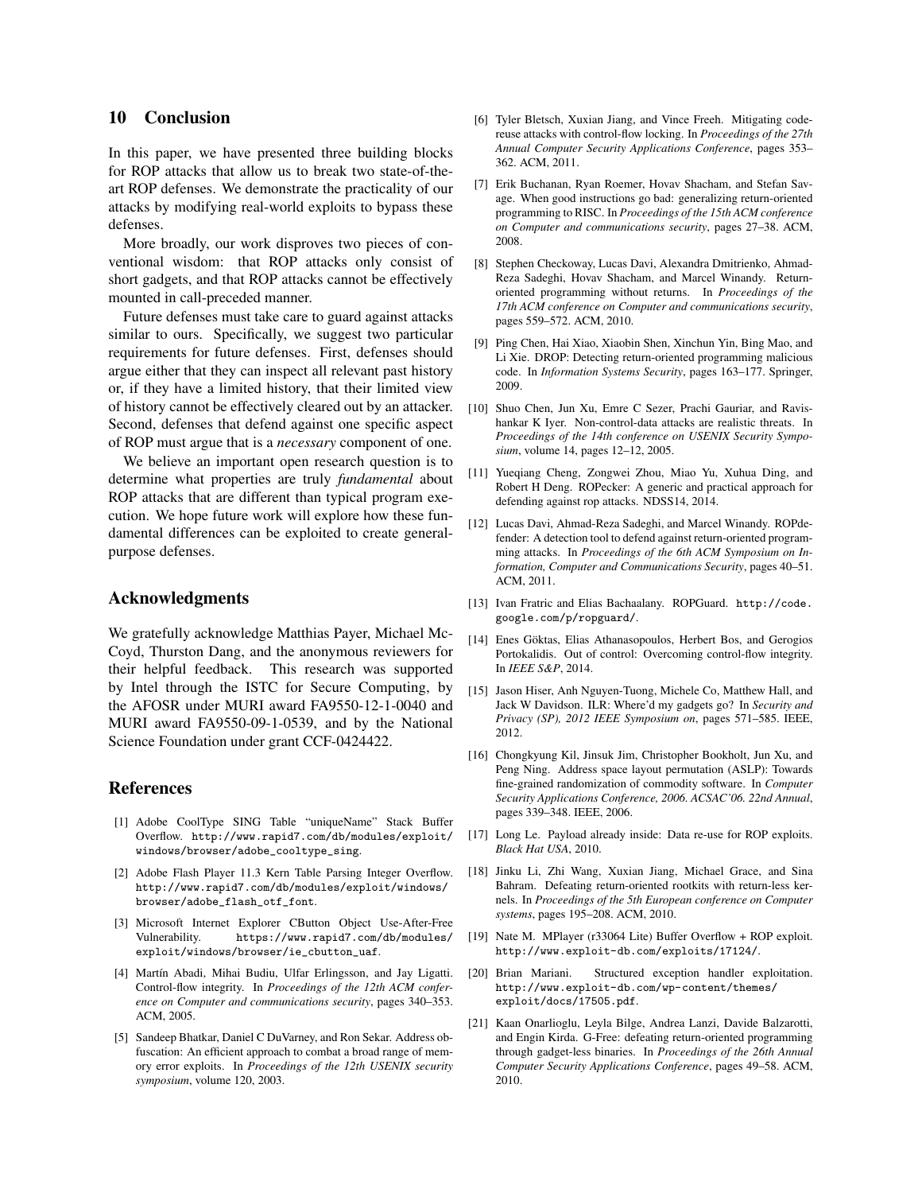## 10 Conclusion

In this paper, we have presented three building blocks for ROP attacks that allow us to break two state-of-the-art ROP defenses. We demonstrate the practicality of our attacks by modifying real-world exploits to bypass these defenses.

More broadly, our work disproves two pieces of conventional wisdom: that ROP attacks only consist of short gadgets, and that ROP attacks cannot be effectively mounted in call-preceded manner.

Future defenses must take care to guard against attacks similar to ours. Specifically, we suggest two particular requirements for future defenses. First, defenses should argue either that they can inspect all relevant past history or, if they have a limited history, that their limited view of history cannot be effectively cleared out by an attacker. Second, defenses that defend against one specific aspect of ROP must argue that is a *necessary* component of one.

We believe an important open research question is to determine what properties are truly *fundamental* about ROP attacks that are different than typical program execution. We hope future work will explore how these fundamental differences can be exploited to create general-purpose defenses.

## Acknowledgments

We gratefully acknowledge Matthias Payer, Michael McCoyd, Thurston Dang, and the anonymous reviewers for their helpful feedback. This research was supported by Intel through the ISTC for Secure Computing, by the AFOSR under MURI award FA9550-12-1-0040 and MURI award FA9550-09-1-0539, and by the National Science Foundation under grant CCF-0424422.

## References

[1] Adobe CoolType SING Table "uniqueName" Stack Buffer Overflow. http://www.rapid7.com/db/modules/exploit/windows/browser/adobe_cooltype_sing.

[2] Adobe Flash Player 11.3 Kern Table Parsing Integer Overflow. http://www.rapid7.com/db/modules/exploit/windows/browser/adobe_flash_otf_font.

[3] Microsoft Internet Explorer CButton Object Use-After-Free Vulnerability. https://www.rapid7.com/db/modules/exploit/windows/browser/ie_cbutton_uaf.

[4] Martín Abadi, Mihai Budiu, Ulfar Erlingsson, and Jay Ligatti. Control-flow integrity. In *Proceedings of the 12th ACM conference on Computer and communications security*, pages 340–353. ACM, 2005.

[5] Sandeep Bhatkar, Daniel C DuVarney, and Ron Sekar. Address obfuscation: An efficient approach to combat a broad range of memory error exploits. In *Proceedings of the 12th USENIX security symposium*, volume 120, 2003.

[6] Tyler Bletsch, Xuxian Jiang, and Vince Freeh. Mitigating code-reuse attacks with control-flow locking. In *Proceedings of the 27th Annual Computer Security Applications Conference*, pages 353–362. ACM, 2011.

[7] Erik Buchanan, Ryan Roemer, Hovav Shacham, and Stefan Savage. When good instructions go bad: generalizing return-oriented programming to RISC. In *Proceedings of the 15th ACM conference on Computer and communications security*, pages 27–38. ACM, 2008.

[8] Stephen Checkoway, Lucas Davi, Alexandra Dmitrienko, Ahmad-Reza Sadeghi, Hovav Shacham, and Marcel Winandy. Return-oriented programming without returns. In *Proceedings of the 17th ACM conference on Computer and communications security*, pages 559–572. ACM, 2010.

[9] Ping Chen, Hai Xiao, Xiaobin Shen, Xinchun Yin, Bing Mao, and Li Xie. DROP: Detecting return-oriented programming malicious code. In *Information Systems Security*, pages 163–177. Springer, 2009.

[10] Shuo Chen, Jun Xu, Emre C Sezer, Prachi Gauriar, and Ravishankar K Iyer. Non-control-data attacks are realistic threats. In *Proceedings of the 14th conference on USENIX Security Symposium*, volume 14, pages 12–12, 2005.

[11] Yueqiang Cheng, Zongwei Zhou, Miao Yu, Xuhua Ding, and Robert H Deng. ROPecker: A generic and practical approach for defending against rop attacks. NDSS14, 2014.

[12] Lucas Davi, Ahmad-Reza Sadeghi, and Marcel Winandy. ROPdefender: A detection tool to defend against return-oriented programming attacks. In *Proceedings of the 6th ACM Symposium on Information, Computer and Communications Security*, pages 40–51. ACM, 2011.

[13] Ivan Fratric and Elias Bachaalany. ROPGuard. http://code.google.com/p/ropguard/.

[14] Enes Göktas, Elias Athanasopoulos, Herbert Bos, and Gerogios Portokalidis. Out of control: Overcoming control-flow integrity. In *IEEE S&P*, 2014.

[15] Jason Hiser, Anh Nguyen-Tuong, Michele Co, Matthew Hall, and Jack W Davidson. ILR: Where'd my gadgets go? In *Security and Privacy (SP), 2012 IEEE Symposium on*, pages 571–585. IEEE, 2012.

[16] Chongkyung Kil, Jinsuk Jim, Christopher Bookholt, Jun Xu, and Peng Ning. Address space layout permutation (ASLP): Towards fine-grained randomization of commodity software. In *Computer Security Applications Conference, 2006. ACSAC'06. 22nd Annual*, pages 339–348. IEEE, 2006.

[17] Long Le. Payload already inside: Data re-use for ROP exploits. *Black Hat USA*, 2010.

[18] Jinku Li, Zhi Wang, Xuxian Jiang, Michael Grace, and Sina Bahram. Defeating return-oriented rootkits with return-less kernels. In *Proceedings of the 5th European conference on Computer systems*, pages 195–208. ACM, 2010.

[19] Nate M. MPlayer (r33064 Lite) Buffer Overflow + ROP exploit. http://www.exploit-db.com/exploits/17124/.

[20] Brian Mariani. Structured exception handler exploitation. http://www.exploit-db.com/wp-content/themes/exploit/docs/17505.pdf.

[21] Kaan Onarlioglu, Leyla Bilge, Andrea Lanzi, Davide Balzarotti, and Engin Kirda. G-Free: defeating return-oriented programming through gadget-less binaries. In *Proceedings of the 26th Annual Computer Security Applications Conference*, pages 49–58. ACM, 2010.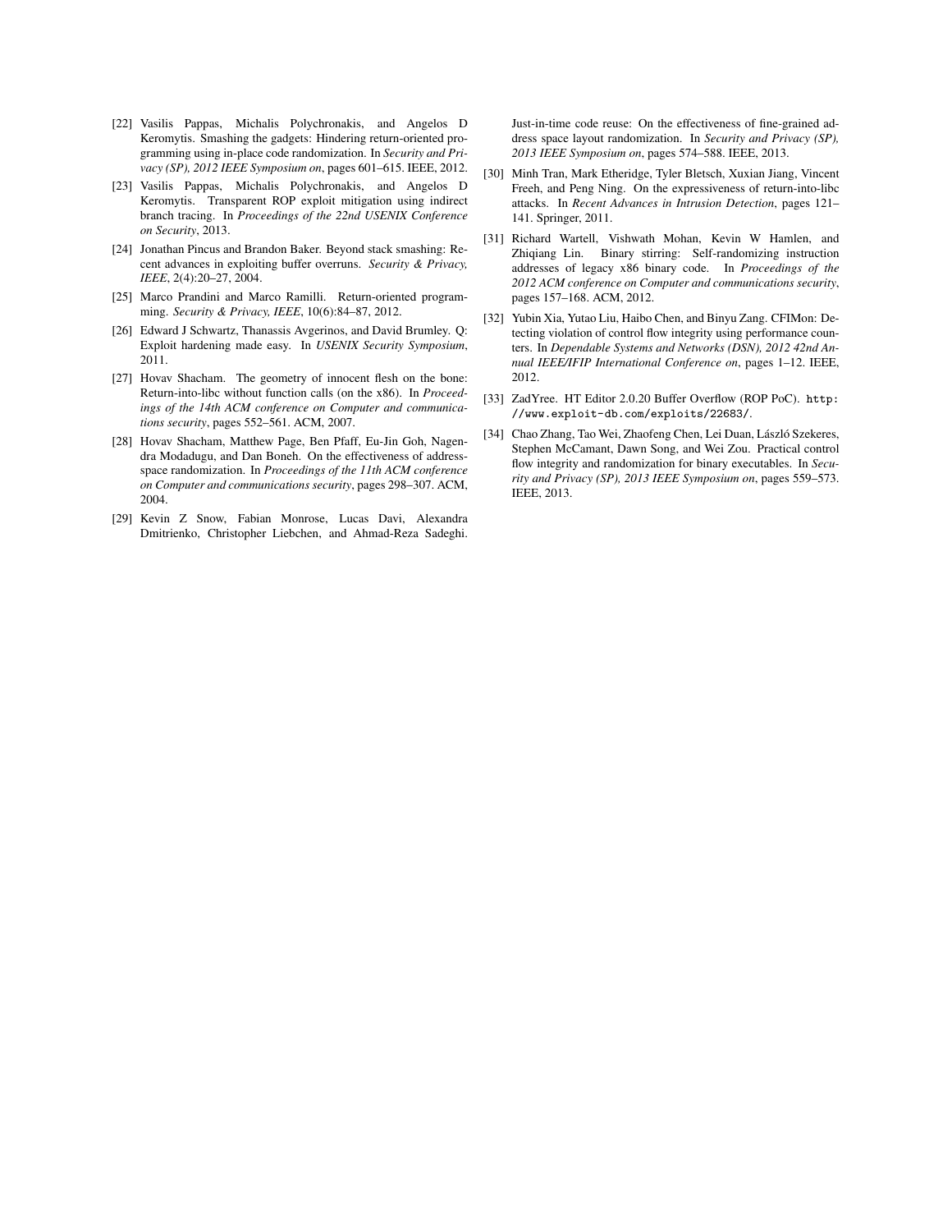[22] Vasilis Pappas, Michalis Polychronakis, and Angelos D Keromytis. Smashing the gadgets: Hindering return-oriented programming using in-place code randomization. In *Security and Privacy (SP), 2012 IEEE Symposium on*, pages 601–615. IEEE, 2012.

[23] Vasilis Pappas, Michalis Polychronakis, and Angelos D Keromytis. Transparent ROP exploit mitigation using indirect branch tracing. In *Proceedings of the 22nd USENIX Conference on Security*, 2013.

[24] Jonathan Pincus and Brandon Baker. Beyond stack smashing: Recent advances in exploiting buffer overruns. *Security & Privacy, IEEE*, 2(4):20–27, 2004.

[25] Marco Prandini and Marco Ramilli. Return-oriented programming. *Security & Privacy, IEEE*, 10(6):84–87, 2012.

[26] Edward J Schwartz, Thanassis Avgerinos, and David Brumley. Q: Exploit hardening made easy. In *USENIX Security Symposium*, 2011.

[27] Hovav Shacham. The geometry of innocent flesh on the bone: Return-into-libc without function calls (on the x86). In *Proceedings of the 14th ACM conference on Computer and communications security*, pages 552–561. ACM, 2007.

[28] Hovav Shacham, Matthew Page, Ben Pfaff, Eu-Jin Goh, Nagendra Modadugu, and Dan Boneh. On the effectiveness of address-space randomization. In *Proceedings of the 11th ACM conference on Computer and communications security*, pages 298–307. ACM, 2004.

[29] Kevin Z Snow, Fabian Monrose, Lucas Davi, Alexandra Dmitrienko, Christopher Liebchen, and Ahmad-Reza Sadeghi. Just-in-time code reuse: On the effectiveness of fine-grained address space layout randomization. In *Security and Privacy (SP), 2013 IEEE Symposium on*, pages 574–588. IEEE, 2013.

[30] Minh Tran, Mark Etheridge, Tyler Bletsch, Xuxian Jiang, Vincent Freeh, and Peng Ning. On the expressiveness of return-into-libc attacks. In *Recent Advances in Intrusion Detection*, pages 121–141. Springer, 2011.

[31] Richard Wartell, Vishwath Mohan, Kevin W Hamlen, and Zhiqiang Lin. Binary stirring: Self-randomizing instruction addresses of legacy x86 binary code. In *Proceedings of the 2012 ACM conference on Computer and communications security*, pages 157–168. ACM, 2012.

[32] Yubin Xia, Yutao Liu, Haibo Chen, and Binyu Zang. CFIMon: Detecting violation of control flow integrity using performance counters. In *Dependable Systems and Networks (DSN), 2012 42nd Annual IEEE/IFIP International Conference on*, pages 1–12. IEEE, 2012.

[33] ZadYree. HT Editor 2.0.20 Buffer Overflow (ROP PoC). `http://www.exploit-db.com/exploits/22683/`.

[34] Chao Zhang, Tao Wei, Zhaofeng Chen, Lei Duan, László Szekeres, Stephen McCamant, Dawn Song, and Wei Zou. Practical control flow integrity and randomization for binary executables. In *Security and Privacy (SP), 2013 IEEE Symposium on*, pages 559–573. IEEE, 2013.